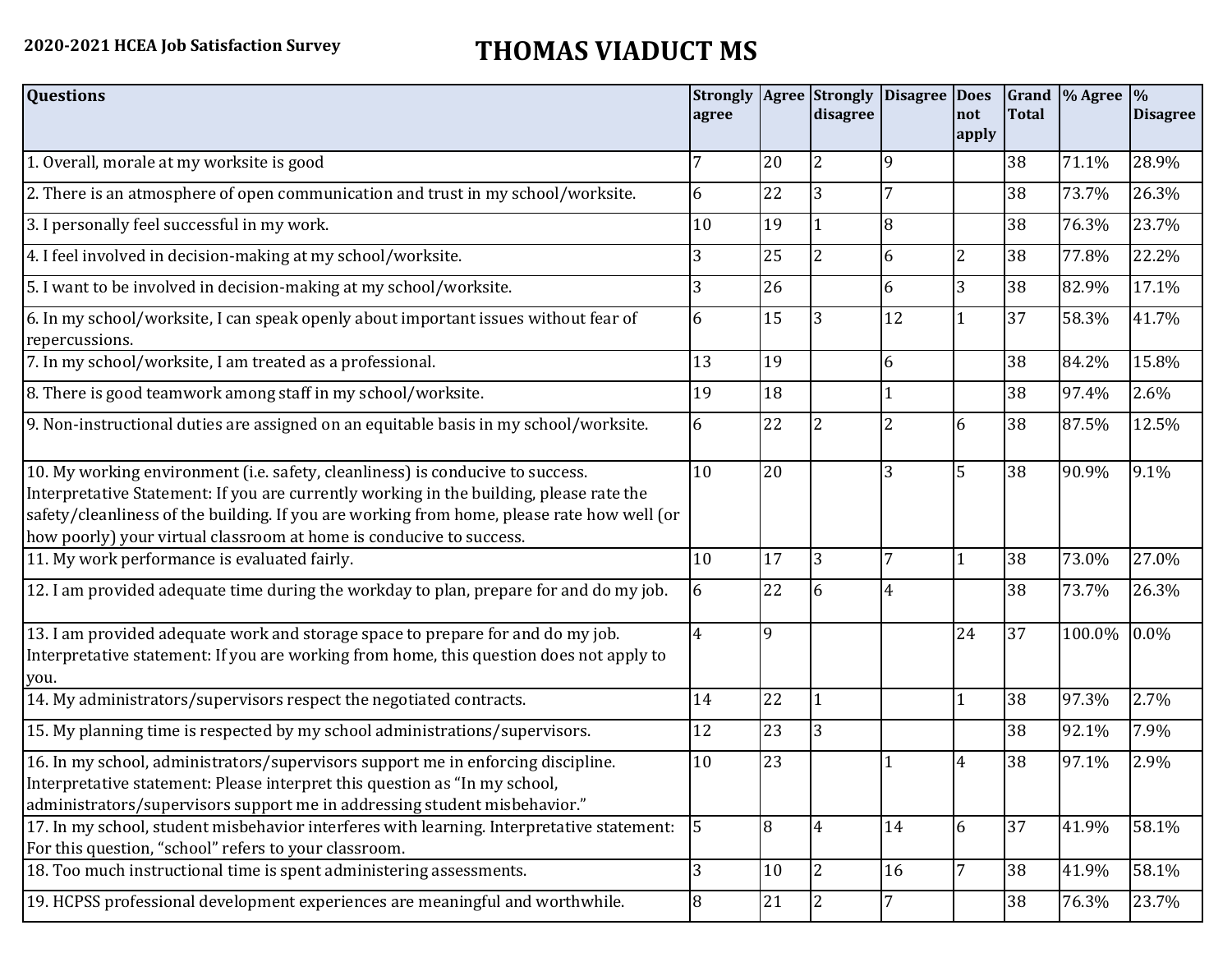2020-2021 HCEA Job Satisfaction Survey

# THOMAS VIADUCT MS

| Questions | Strongly agree | Agree | Strongly disagree | Disagree | Does not apply | Grand Total | % Agree | % Disagree |
|---|---|---|---|---|---|---|---|---|
| 1. Overall, morale at my worksite is good | 7 | 20 | 2 | 9 | | 38 | 71.1% | 28.9% |
| 2. There is an atmosphere of open communication and trust in my school/worksite. | 6 | 22 | 3 | 7 | | 38 | 73.7% | 26.3% |
| 3. I personally feel successful in my work. | 10 | 19 | 1 | 8 | | 38 | 76.3% | 23.7% |
| 4. I feel involved in decision-making at my school/worksite. | 3 | 25 | 2 | 6 | 2 | 38 | 77.8% | 22.2% |
| 5. I want to be involved in decision-making at my school/worksite. | 3 | 26 | | 6 | 3 | 38 | 82.9% | 17.1% |
| 6. In my school/worksite, I can speak openly about important issues without fear of repercussions. | 6 | 15 | 3 | 12 | 1 | 37 | 58.3% | 41.7% |
| 7. In my school/worksite, I am treated as a professional. | 13 | 19 | | 6 | | 38 | 84.2% | 15.8% |
| 8. There is good teamwork among staff in my school/worksite. | 19 | 18 | | 1 | | 38 | 97.4% | 2.6% |
| 9. Non-instructional duties are assigned on an equitable basis in my school/worksite. | 6 | 22 | 2 | 2 | 6 | 38 | 87.5% | 12.5% |
| 10. My working environment (i.e. safety, cleanliness) is conducive to success. Interpretative Statement: If you are currently working in the building, please rate the safety/cleanliness of the building. If you are working from home, please rate how well (or how poorly) your virtual classroom at home is conducive to success. | 10 | 20 | | 3 | 5 | 38 | 90.9% | 9.1% |
| 11. My work performance is evaluated fairly. | 10 | 17 | 3 | 7 | 1 | 38 | 73.0% | 27.0% |
| 12. I am provided adequate time during the workday to plan, prepare for and do my job. | 6 | 22 | 6 | 4 | | 38 | 73.7% | 26.3% |
| 13. I am provided adequate work and storage space to prepare for and do my job. Interpretative statement: If you are working from home, this question does not apply to you. | 4 | 9 | | | 24 | 37 | 100.0% | 0.0% |
| 14. My administrators/supervisors respect the negotiated contracts. | 14 | 22 | 1 | | 1 | 38 | 97.3% | 2.7% |
| 15. My planning time is respected by my school administrations/supervisors. | 12 | 23 | 3 | | | 38 | 92.1% | 7.9% |
| 16. In my school, administrators/supervisors support me in enforcing discipline. Interpretative statement: Please interpret this question as "In my school, administrators/supervisors support me in addressing student misbehavior." | 10 | 23 | | 1 | 4 | 38 | 97.1% | 2.9% |
| 17. In my school, student misbehavior interferes with learning. Interpretative statement: For this question, "school" refers to your classroom. | 5 | 8 | 4 | 14 | 6 | 37 | 41.9% | 58.1% |
| 18. Too much instructional time is spent administering assessments. | 3 | 10 | 2 | 16 | 7 | 38 | 41.9% | 58.1% |
| 19. HCPSS professional development experiences are meaningful and worthwhile. | 8 | 21 | 2 | 7 | | 38 | 76.3% | 23.7% |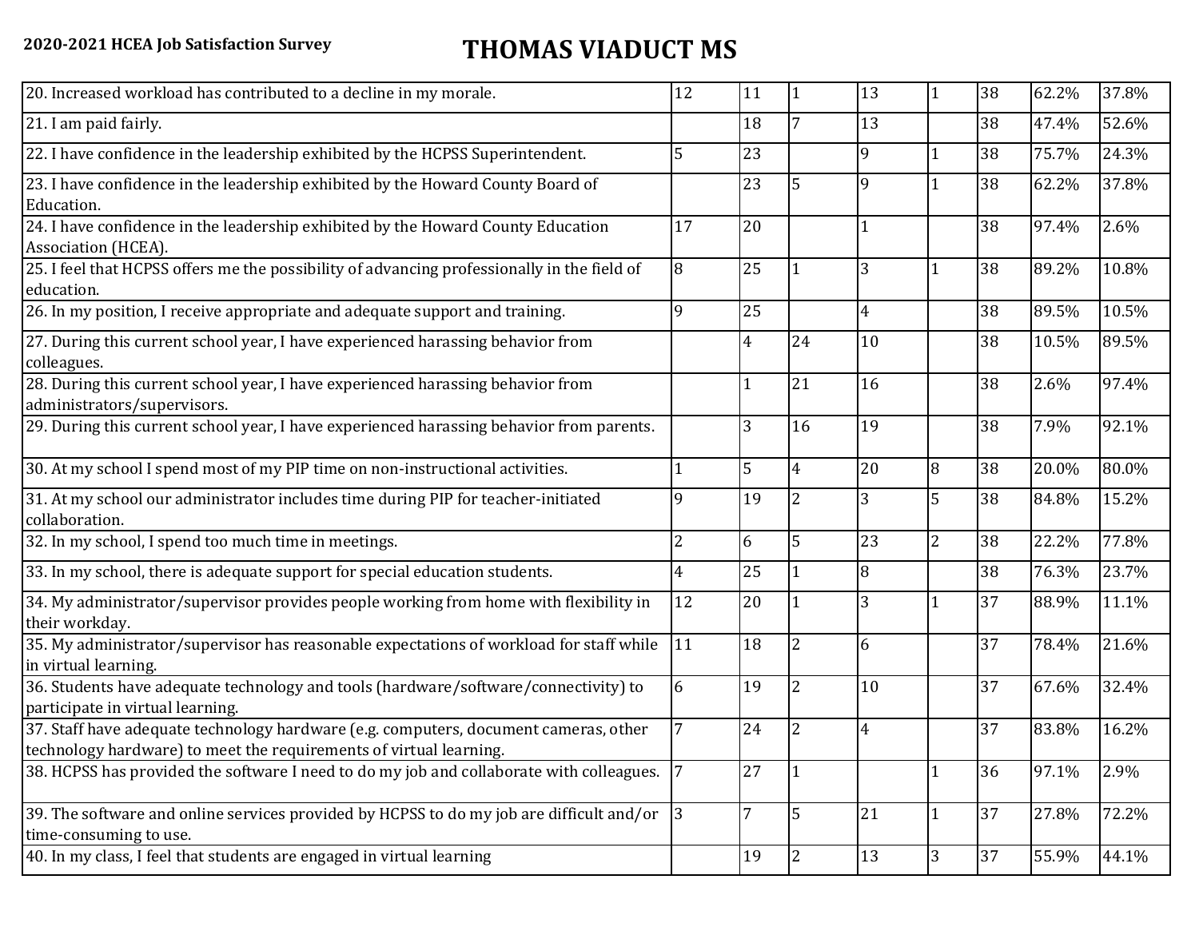**2020-2021 HCEA Job Satisfaction Survey**

# THOMAS VIADUCT MS

| | | | | | | | | |
|---|---|---|---|---|---|---|---|---|
| 20. Increased workload has contributed to a decline in my morale. | 12 | 11 | 1 | 13 | 1 | 38 | 62.2% | 37.8% |
| 21. I am paid fairly. | | 18 | 7 | 13 | | 38 | 47.4% | 52.6% |
| 22. I have confidence in the leadership exhibited by the HCPSS Superintendent. | 5 | 23 | | 9 | 1 | 38 | 75.7% | 24.3% |
| 23. I have confidence in the leadership exhibited by the Howard County Board of Education. | | 23 | 5 | 9 | 1 | 38 | 62.2% | 37.8% |
| 24. I have confidence in the leadership exhibited by the Howard County Education Association (HCEA). | 17 | 20 | | 1 | | 38 | 97.4% | 2.6% |
| 25. I feel that HCPSS offers me the possibility of advancing professionally in the field of education. | 8 | 25 | 1 | 3 | 1 | 38 | 89.2% | 10.8% |
| 26. In my position, I receive appropriate and adequate support and training. | 9 | 25 | | 4 | | 38 | 89.5% | 10.5% |
| 27. During this current school year, I have experienced harassing behavior from colleagues. | | 4 | 24 | 10 | | 38 | 10.5% | 89.5% |
| 28. During this current school year, I have experienced harassing behavior from administrators/supervisors. | | 1 | 21 | 16 | | 38 | 2.6% | 97.4% |
| 29. During this current school year, I have experienced harassing behavior from parents. | | 3 | 16 | 19 | | 38 | 7.9% | 92.1% |
| 30. At my school I spend most of my PIP time on non-instructional activities. | 1 | 5 | 4 | 20 | 8 | 38 | 20.0% | 80.0% |
| 31. At my school our administrator includes time during PIP for teacher-initiated collaboration. | 9 | 19 | 2 | 3 | 5 | 38 | 84.8% | 15.2% |
| 32. In my school, I spend too much time in meetings. | 2 | 6 | 5 | 23 | 2 | 38 | 22.2% | 77.8% |
| 33. In my school, there is adequate support for special education students. | 4 | 25 | 1 | 8 | | 38 | 76.3% | 23.7% |
| 34. My administrator/supervisor provides people working from home with flexibility in their workday. | 12 | 20 | 1 | 3 | 1 | 37 | 88.9% | 11.1% |
| 35. My administrator/supervisor has reasonable expectations of workload for staff while in virtual learning. | 11 | 18 | 2 | 6 | | 37 | 78.4% | 21.6% |
| 36. Students have adequate technology and tools (hardware/software/connectivity) to participate in virtual learning. | 6 | 19 | 2 | 10 | | 37 | 67.6% | 32.4% |
| 37. Staff have adequate technology hardware (e.g. computers, document cameras, other technology hardware) to meet the requirements of virtual learning. | 7 | 24 | 2 | 4 | | 37 | 83.8% | 16.2% |
| 38. HCPSS has provided the software I need to do my job and collaborate with colleagues. | 7 | 27 | 1 | | 1 | 36 | 97.1% | 2.9% |
| 39. The software and online services provided by HCPSS to do my job are difficult and/or time-consuming to use. | 3 | 7 | 5 | 21 | 1 | 37 | 27.8% | 72.2% |
| 40. In my class, I feel that students are engaged in virtual learning | | 19 | 2 | 13 | 3 | 37 | 55.9% | 44.1% |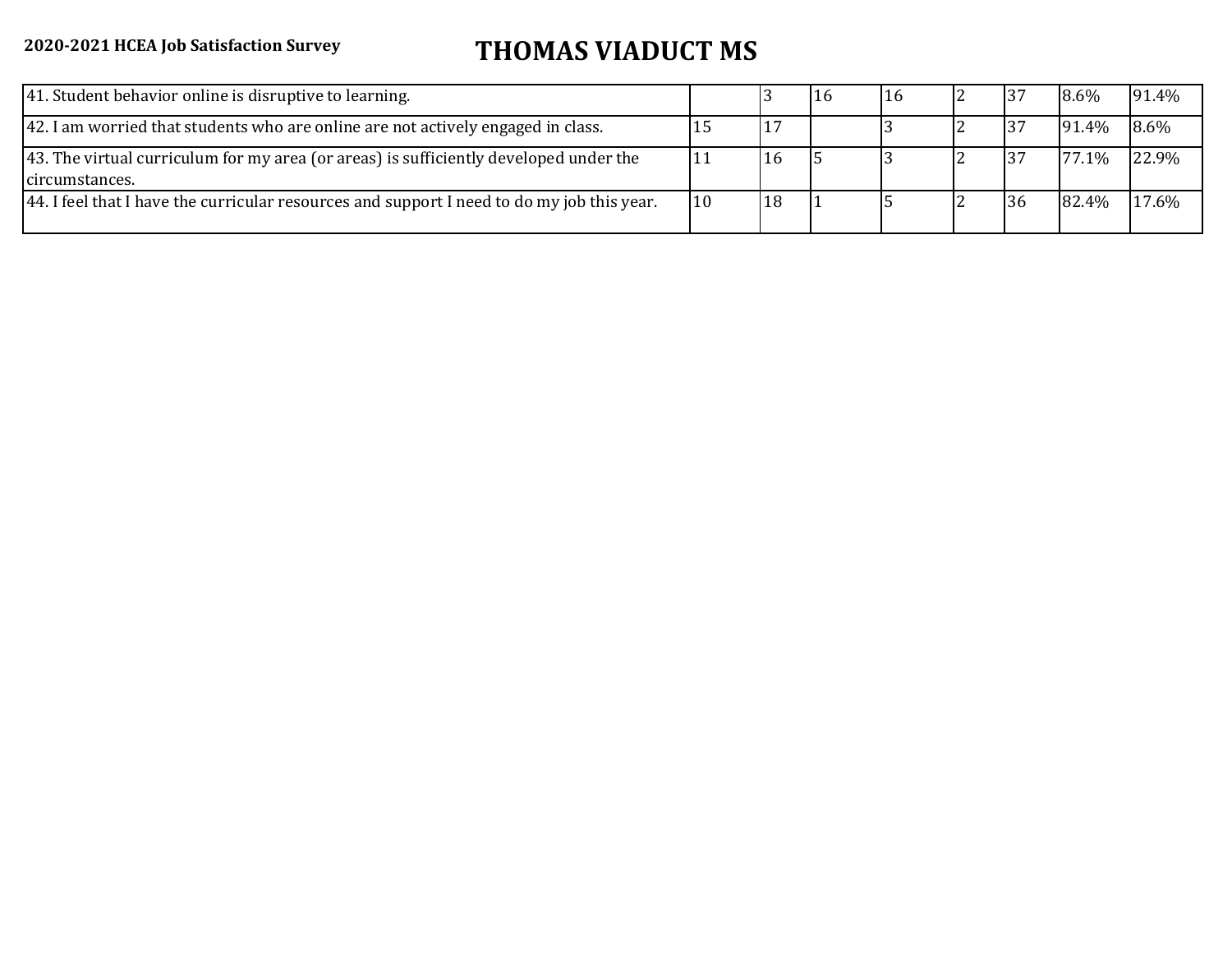2020-2021 HCEA Job Satisfaction Survey

# THOMAS VIADUCT MS

| | | | | | | | | |
|---|---|---|---|---|---|---|---|---|
| 41. Student behavior online is disruptive to learning. | | 3 | 16 | 16 | 2 | 37 | 8.6% | 91.4% |
| 42. I am worried that students who are online are not actively engaged in class. | 15 | 17 | | 3 | 2 | 37 | 91.4% | 8.6% |
| 43. The virtual curriculum for my area (or areas) is sufficiently developed under the circumstances. | 11 | 16 | 5 | 3 | 2 | 37 | 77.1% | 22.9% |
| 44. I feel that I have the curricular resources and support I need to do my job this year. | 10 | 18 | 1 | 5 | 2 | 36 | 82.4% | 17.6% |